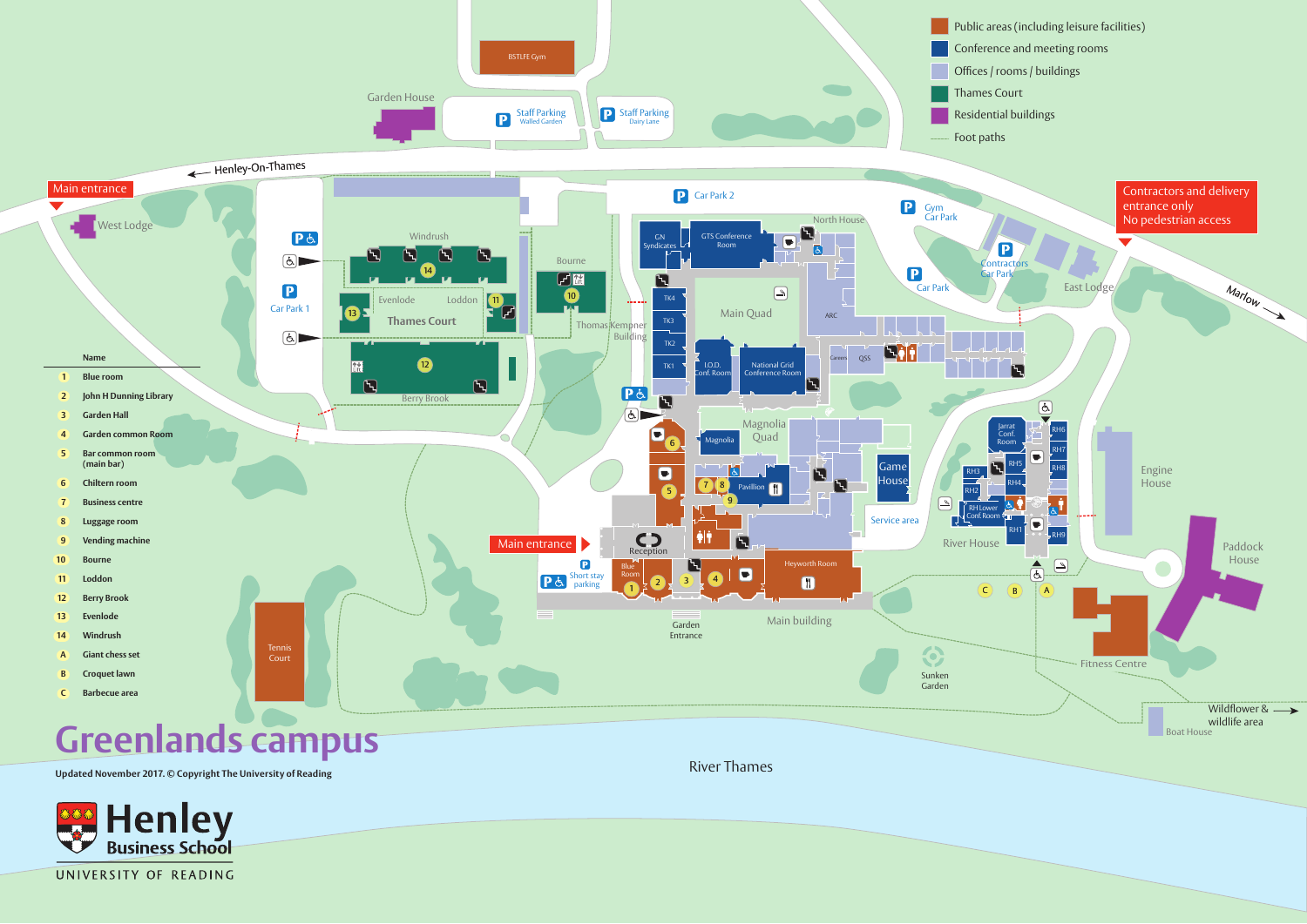# Greenlands campus

- Public areas (including leisure facilities)
- Conference and meeting rooms
- Offices / rooms / buildings
- Thames Court
- Residential buildings
- Foot paths

| | Name |
|---|---|
| 1 | Blue room |
| 2 | John H Dunning Library |
| 3 | Garden Hall |
| 4 | Garden common Room |
| 5 | Bar common room (main bar) |
| 6 | Chiltern room |
| 7 | Business centre |
| 8 | Luggage room |
| 9 | Vending machine |
| 10 | Bourne |
| 11 | Loddon |
| 12 | Berry Brook |
| 13 | Evenlode |
| 14 | Windrush |
| A | Giant chess set |
| B | Croquet lawn |
| C | Barbecue area |

Main entrance

Henley-On-Thames

Marlow

Contractors and delivery entrance only
No pedestrian access

West Lodge, Garden House, BSTLFE Gym, Staff Parking Walled Garden, Staff Parking Dairy Lane, Car Park 1, Car Park 2, Gym Car Park, Contractors Car Park, Car Park, East Lodge, North House, Windrush, Evenlode, Loddon, Thames Court, Berry Brook, Bourne, Thomas Kempner Building, GN Syndicates, GTS Conference Room, Main Quad, ARC, TK4, TK3, TK2, TK1, I.O.D. Conf. Room, National Grid Conference Room, Careers, QSS, Magnolia, Magnolia Quad, Pavillion, Game House, Service area, Reception, Blue Room, Heyworth Room, Main building, Garden Entrance, Short stay parking, Jarrat Conf. Room, RH1, RH2, RH3, RH4, RH5, RH6, RH7, RH8, RH9, RH Lower Conf. Room, River House, Engine House, Paddock House, Fitness Centre, Sunken Garden, Tennis Court, Wildflower & wildlife area, Boat House, River Thames

Updated November 2017. © Copyright The University of Reading

Henley Business School
UNIVERSITY OF READING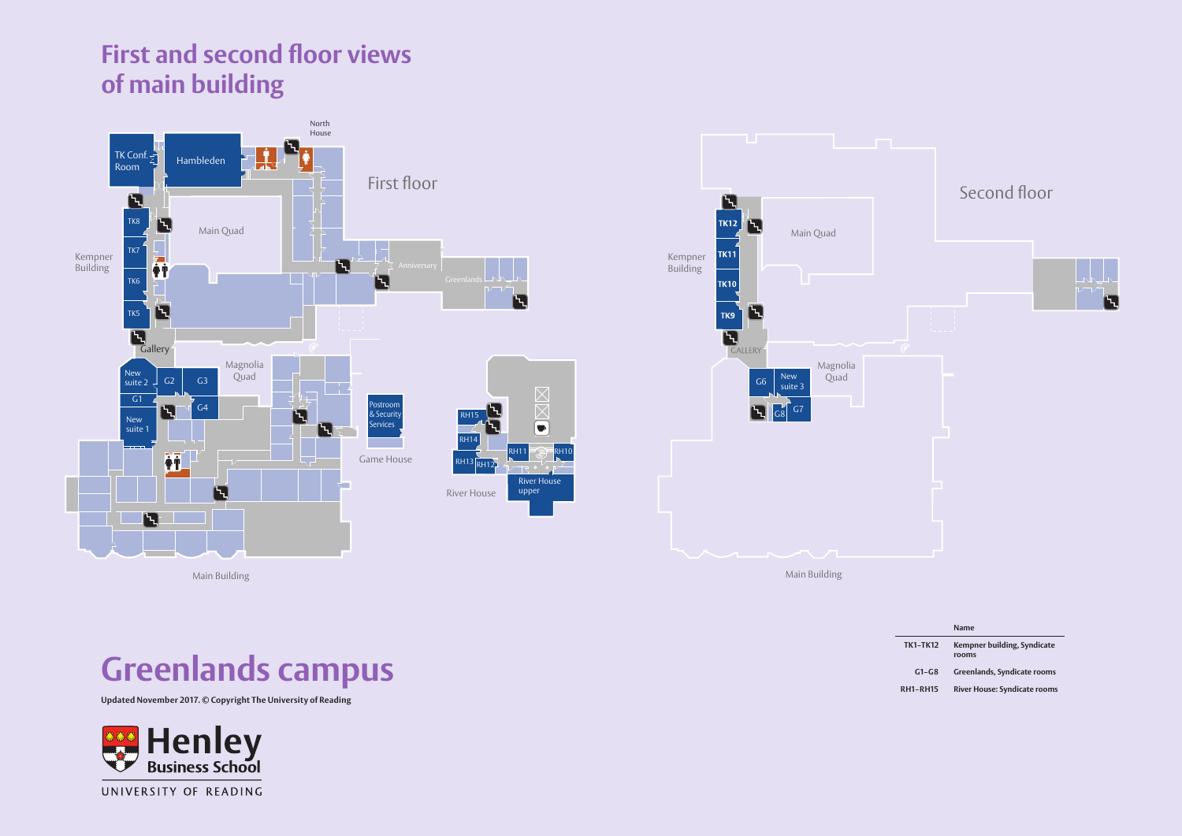# First and second floor views of main building

First floor

TK Conf. Room
Hambleden
North House
TK8
TK7
TK6
TK5
Main Quad
Kempner Building
Anniversary
Greenlands
Gallery
New suite 2
G1
G2
G3
G4
New suite 1
Magnolia Quad
Postroom & Security Services
Game House
RH15
RH14
RH13
RH12
RH11
RH10
River House upper
River House
Main Building

Second floor

Kempner Building
TK12
TK11
TK10
TK9
Main Quad
GALLERY
G6
New suite 3
G8
G7
Magnolia Quad
Main Building

| | Name |
|---|---|
| TK1–TK12 | Kempner building, Syndicate rooms |
| G1–G8 | Greenlands, Syndicate rooms |
| RH1–RH15 | River House: Syndicate rooms |

# Greenlands campus

**Updated November 2017. © Copyright The University of Reading**

Henley Business School
UNIVERSITY OF READING